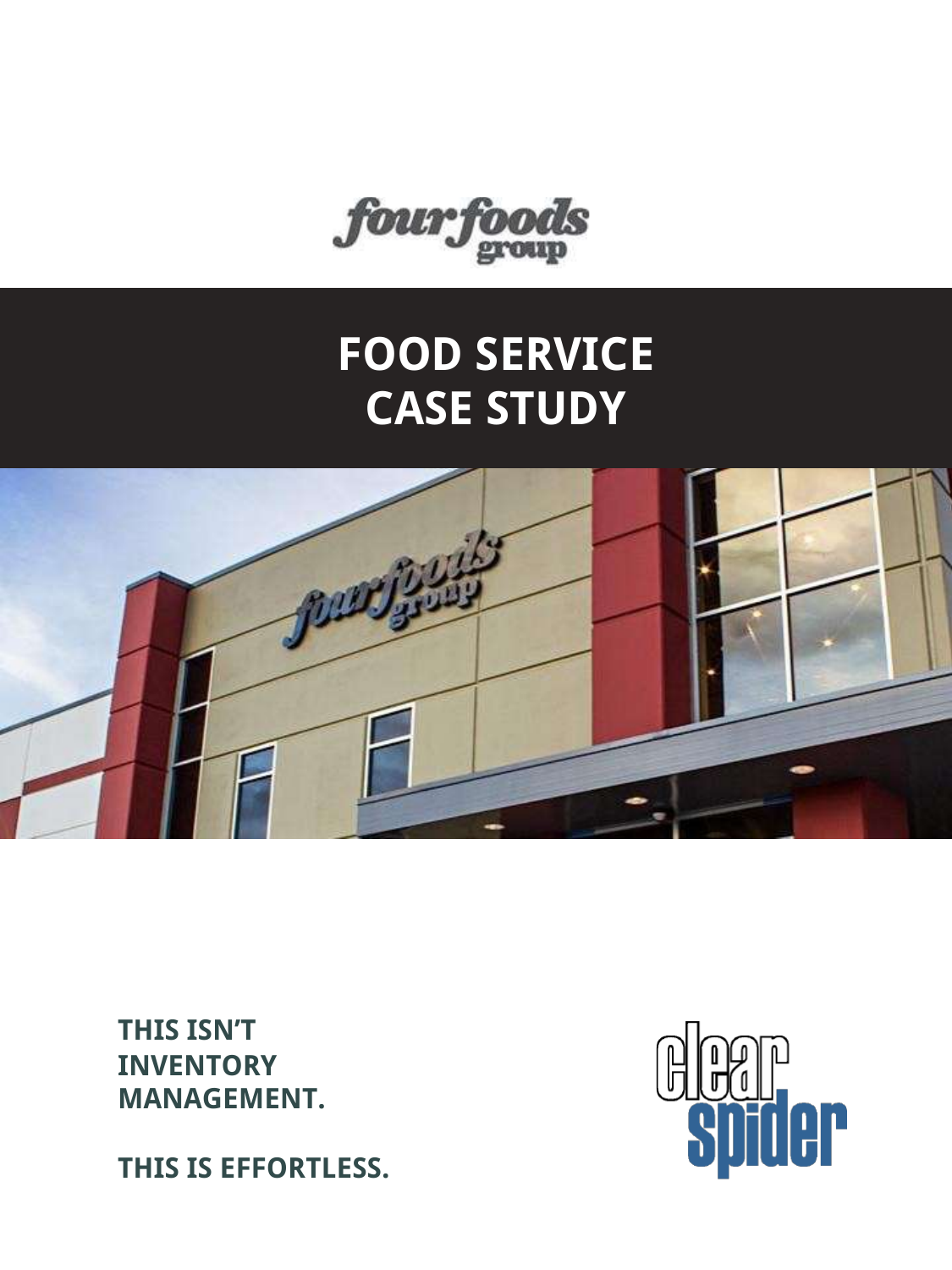four foods group

# FOOD SERVICE CASE STUDY

**THIS ISN'T INVENTORY MANAGEMENT.**

**THIS IS EFFORTLESS.**

clear spider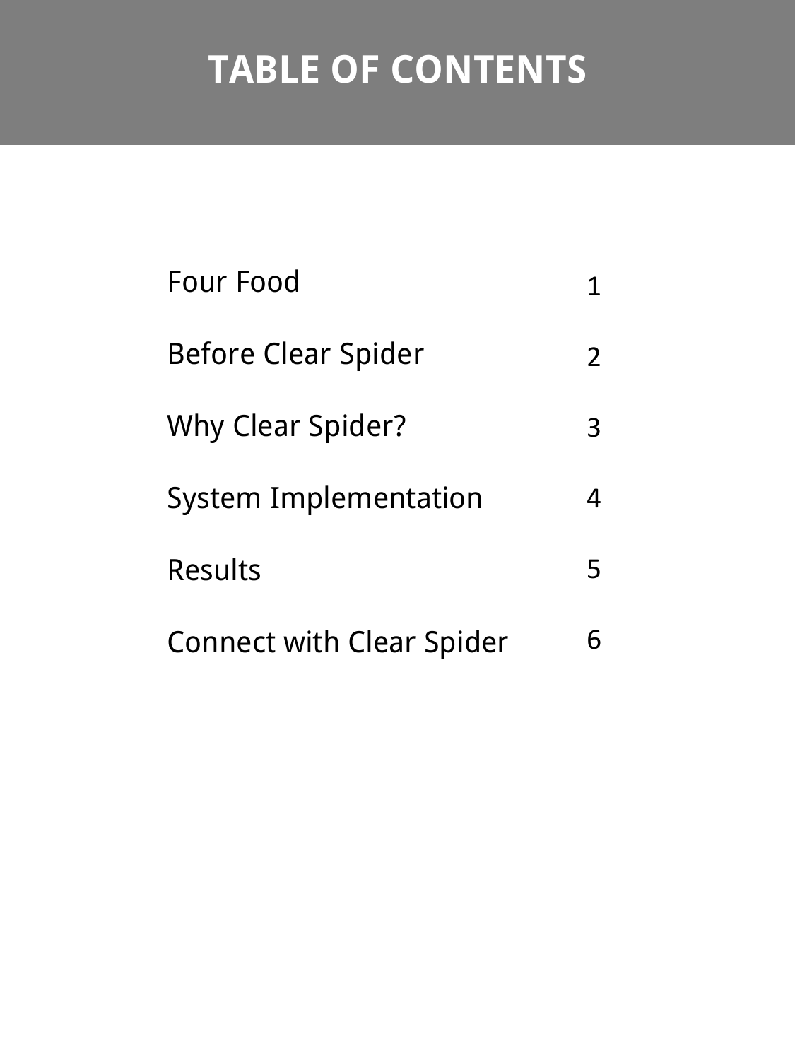# TABLE OF CONTENTS

| | |
|---|---|
| Four Food | 1 |
| Before Clear Spider | 2 |
| Why Clear Spider? | 3 |
| System Implementation | 4 |
| Results | 5 |
| Connect with Clear Spider | 6 |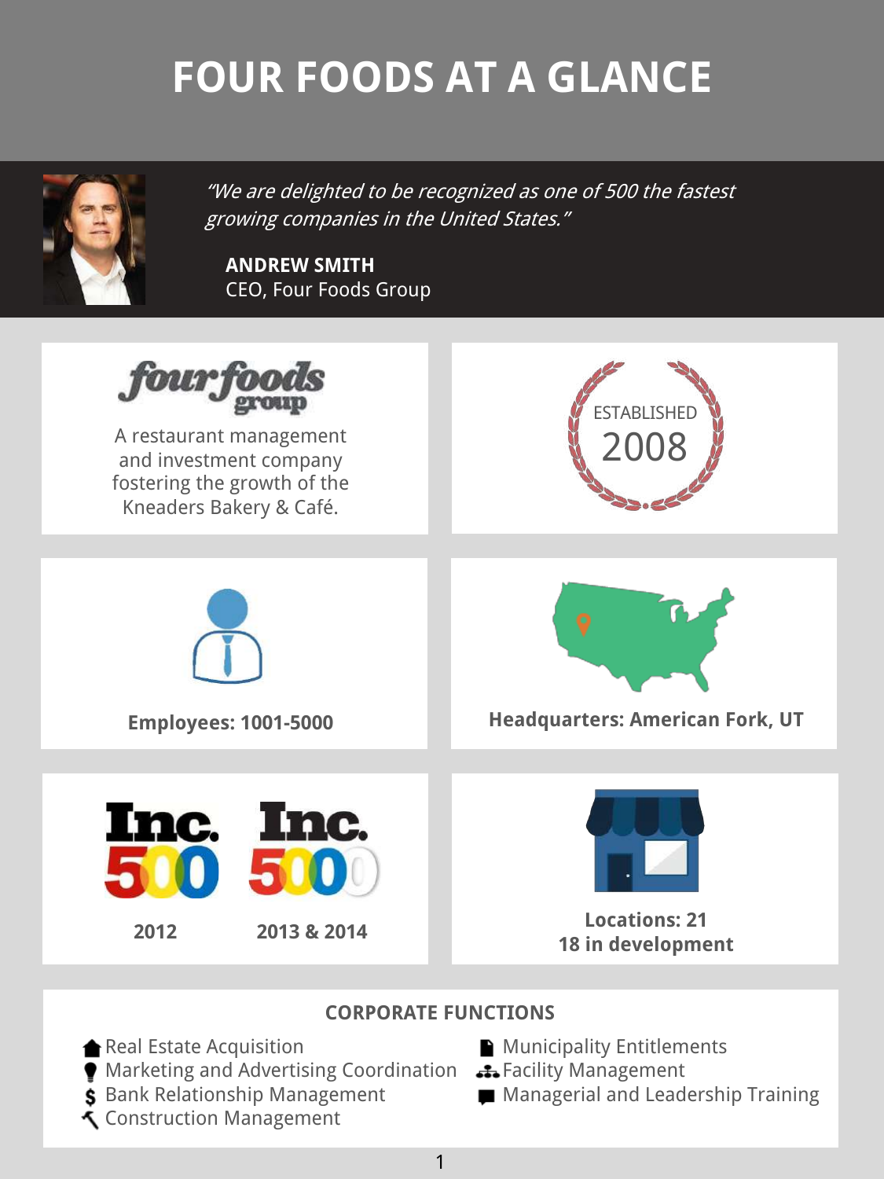# FOUR FOODS AT A GLANCE

*"We are delighted to be recognized as one of 500 the fastest growing companies in the United States."*

**ANDREW SMITH**
CEO, Four Foods Group

four foods group

A restaurant management and investment company fostering the growth of the Kneaders Bakery & Café.

ESTABLISHED 2008

**Employees: 1001-5000**

**Headquarters: American Fork, UT**

Inc. 500 — **2012**

Inc. 5000 — **2013 & 2014**

**Locations: 21**
**18 in development**

## CORPORATE FUNCTIONS

- Real Estate Acquisition
- Marketing and Advertising Coordination
- Bank Relationship Management
- Construction Management
- Municipality Entitlements
- Facility Management
- Managerial and Leadership Training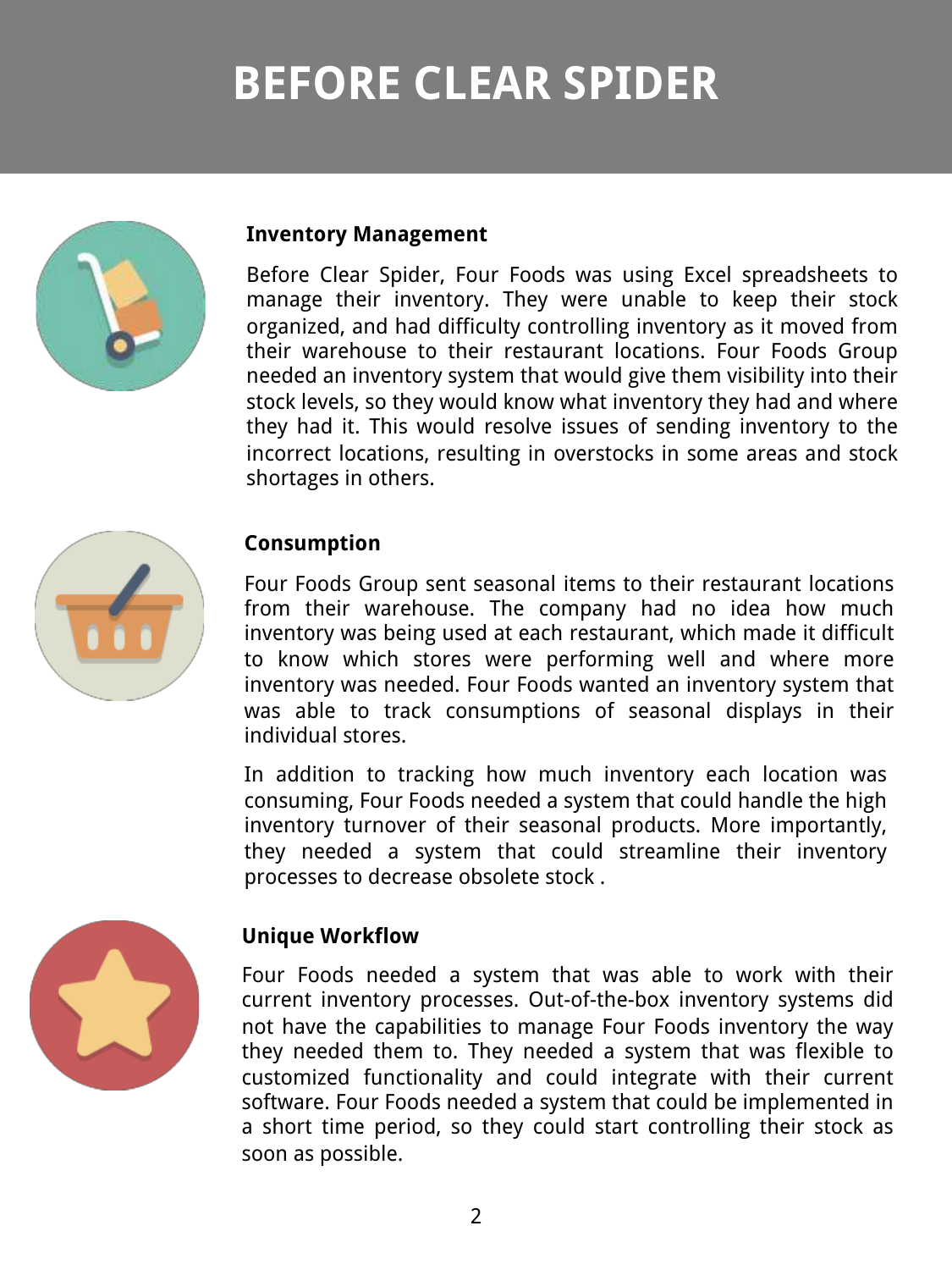# BEFORE CLEAR SPIDER

### Inventory Management

Before Clear Spider, Four Foods was using Excel spreadsheets to manage their inventory. They were unable to keep their stock organized, and had difficulty controlling inventory as it moved from their warehouse to their restaurant locations. Four Foods Group needed an inventory system that would give them visibility into their stock levels, so they would know what inventory they had and where they had it. This would resolve issues of sending inventory to the incorrect locations, resulting in overstocks in some areas and stock shortages in others.

### Consumption

Four Foods Group sent seasonal items to their restaurant locations from their warehouse. The company had no idea how much inventory was being used at each restaurant, which made it difficult to know which stores were performing well and where more inventory was needed. Four Foods wanted an inventory system that was able to track consumptions of seasonal displays in their individual stores.

In addition to tracking how much inventory each location was consuming, Four Foods needed a system that could handle the high inventory turnover of their seasonal products. More importantly, they needed a system that could streamline their inventory processes to decrease obsolete stock .

### Unique Workflow

Four Foods needed a system that was able to work with their current inventory processes. Out-of-the-box inventory systems did not have the capabilities to manage Four Foods inventory the way they needed them to. They needed a system that was flexible to customized functionality and could integrate with their current software. Four Foods needed a system that could be implemented in a short time period, so they could start controlling their stock as soon as possible.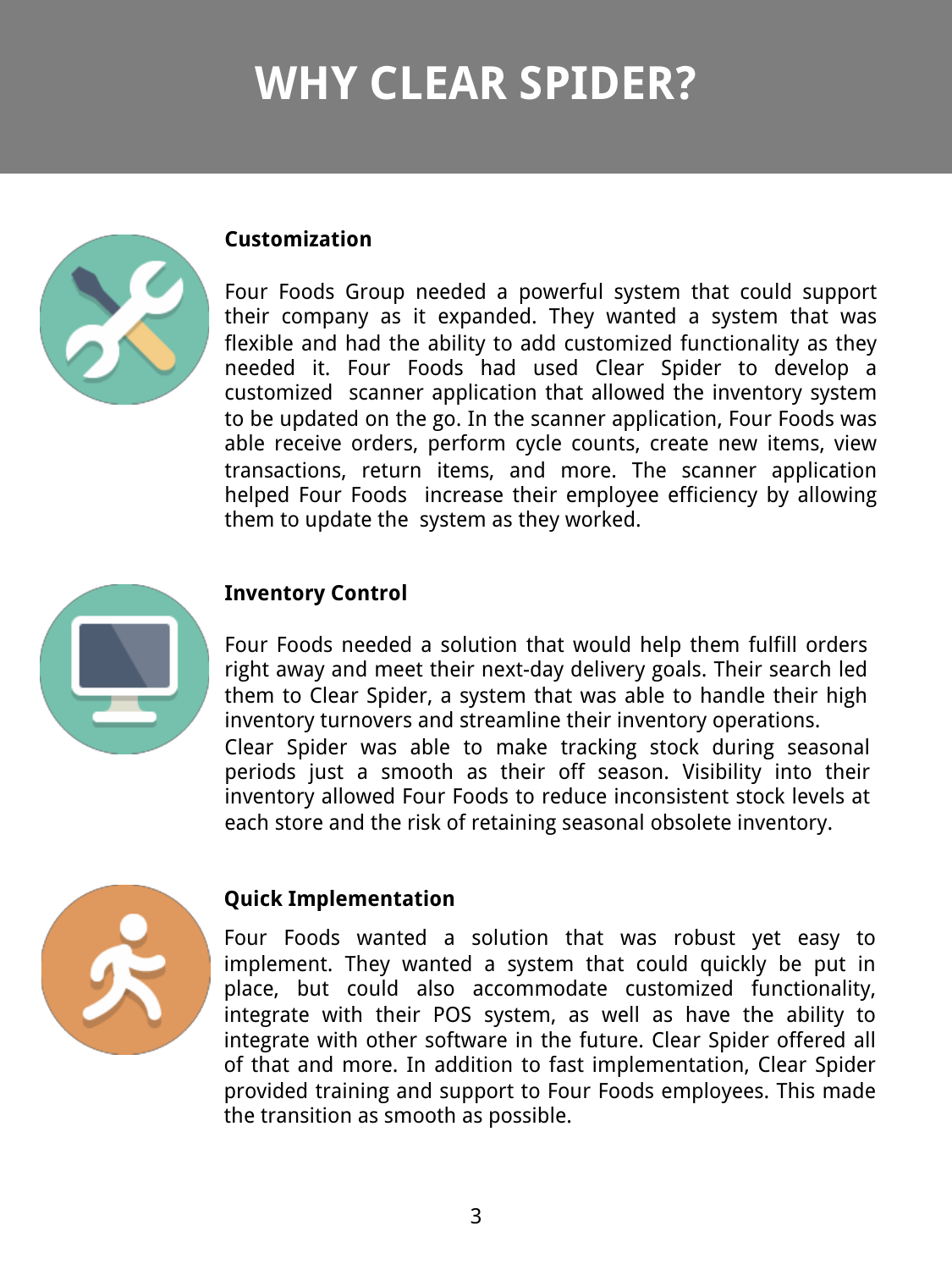# WHY CLEAR SPIDER?

## Customization

Four Foods Group needed a powerful system that could support their company as it expanded. They wanted a system that was flexible and had the ability to add customized functionality as they needed it. Four Foods had used Clear Spider to develop a customized scanner application that allowed the inventory system to be updated on the go. In the scanner application, Four Foods was able receive orders, perform cycle counts, create new items, view transactions, return items, and more. The scanner application helped Four Foods increase their employee efficiency by allowing them to update the system as they worked.

## Inventory Control

Four Foods needed a solution that would help them fulfill orders right away and meet their next-day delivery goals. Their search led them to Clear Spider, a system that was able to handle their high inventory turnovers and streamline their inventory operations. Clear Spider was able to make tracking stock during seasonal periods just a smooth as their off season. Visibility into their inventory allowed Four Foods to reduce inconsistent stock levels at each store and the risk of retaining seasonal obsolete inventory.

## Quick Implementation

Four Foods wanted a solution that was robust yet easy to implement. They wanted a system that could quickly be put in place, but could also accommodate customized functionality, integrate with their POS system, as well as have the ability to integrate with other software in the future. Clear Spider offered all of that and more. In addition to fast implementation, Clear Spider provided training and support to Four Foods employees. This made the transition as smooth as possible.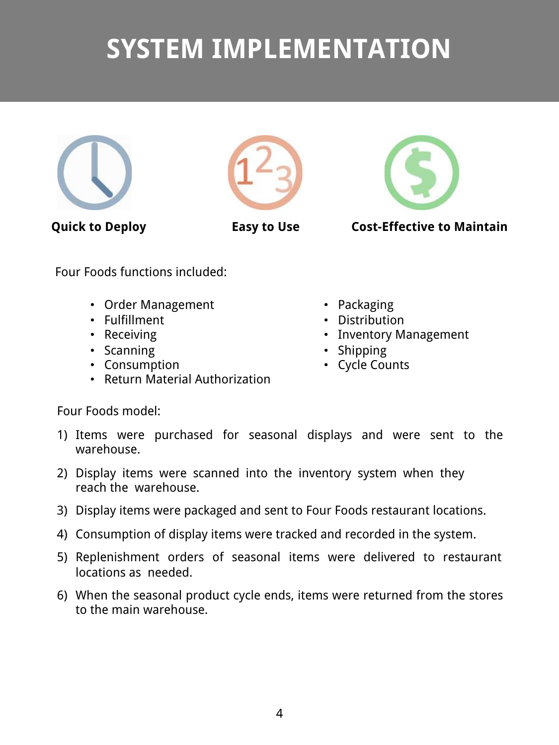# SYSTEM IMPLEMENTATION

**Quick to Deploy**

**Easy to Use**

**Cost-Effective to Maintain**

Four Foods functions included:

- Order Management
- Fulfillment
- Receiving
- Scanning
- Consumption
- Return Material Authorization
- Packaging
- Distribution
- Inventory Management
- Shipping
- Cycle Counts

Four Foods model:

1) Items were purchased for seasonal displays and were sent to the warehouse.
2) Display items were scanned into the inventory system when they reach the warehouse.
3) Display items were packaged and sent to Four Foods restaurant locations.
4) Consumption of display items were tracked and recorded in the system.
5) Replenishment orders of seasonal items were delivered to restaurant locations as needed.
6) When the seasonal product cycle ends, items were returned from the stores to the main warehouse.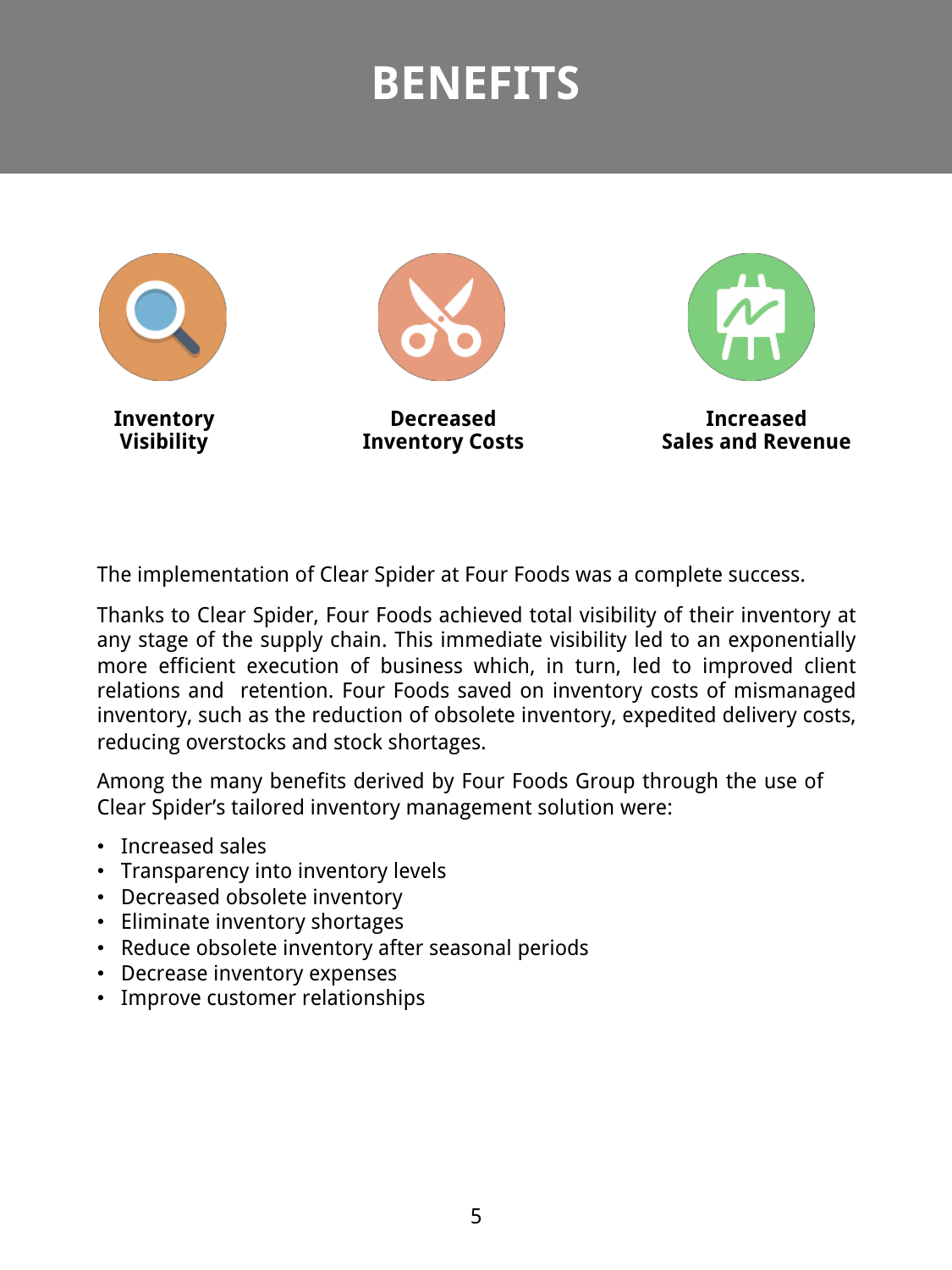# BENEFITS

**Inventory Visibility**

**Decreased Inventory Costs**

**Increased Sales and Revenue**

The implementation of Clear Spider at Four Foods was a complete success.

Thanks to Clear Spider, Four Foods achieved total visibility of their inventory at any stage of the supply chain. This immediate visibility led to an exponentially more efficient execution of business which, in turn, led to improved client relations and retention. Four Foods saved on inventory costs of mismanaged inventory, such as the reduction of obsolete inventory, expedited delivery costs, reducing overstocks and stock shortages.

Among the many benefits derived by Four Foods Group through the use of Clear Spider's tailored inventory management solution were:

- Increased sales
- Transparency into inventory levels
- Decreased obsolete inventory
- Eliminate inventory shortages
- Reduce obsolete inventory after seasonal periods
- Decrease inventory expenses
- Improve customer relationships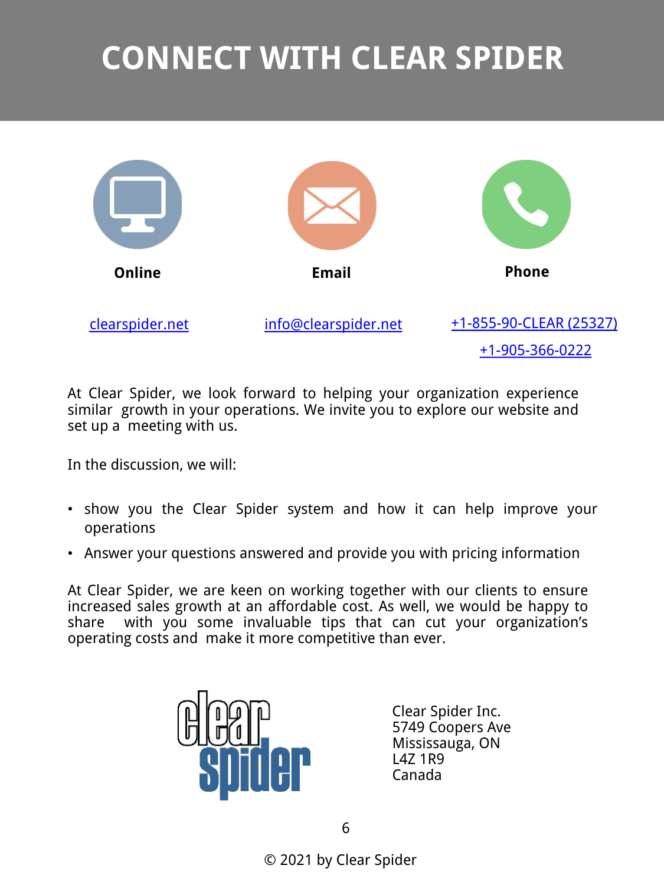# CONNECT WITH CLEAR SPIDER

**Online**

clearspider.net

**Email**

info@clearspider.net

**Phone**

+1-855-90-CLEAR (25327)

+1-905-366-0222

At Clear Spider, we look forward to helping your organization experience similar growth in your operations. We invite you to explore our website and set up a meeting with us.

In the discussion, we will:

- show you the Clear Spider system and how it can help improve your operations
- Answer your questions answered and provide you with pricing information

At Clear Spider, we are keen on working together with our clients to ensure increased sales growth at an affordable cost. As well, we would be happy to share with you some invaluable tips that can cut your organization's operating costs and make it more competitive than ever.

Clear Spider Inc.
5749 Coopers Ave
Mississauga, ON
L4Z 1R9
Canada

© 2021 by Clear Spider